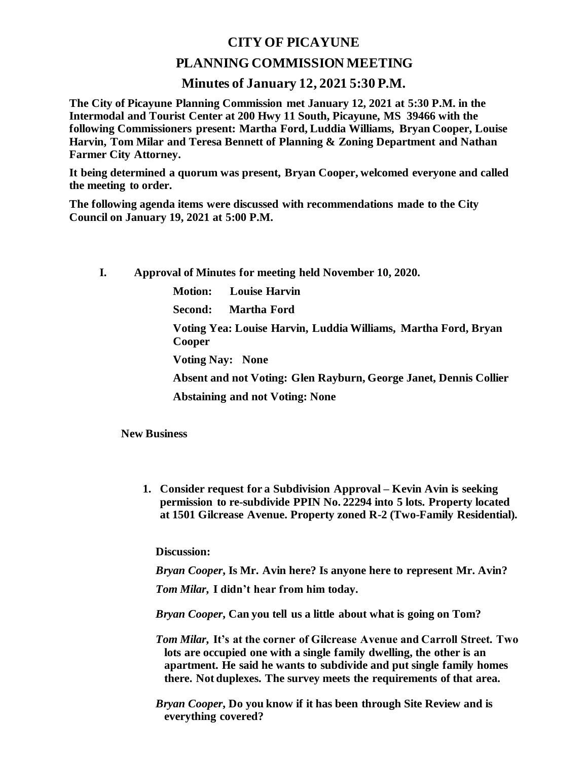# CITY OF PICAYUNE

## PLANNING COMMISSION MEETING

### Minutes of January 12, 2021 5:30 P.M.

**The City of Picayune Planning Commission met January 12, 2021 at 5:30 P.M. in the Intermodal and Tourist Center at 200 Hwy 11 South, Picayune, MS 39466 with the following Commissioners present: Martha Ford, Luddia Williams, Bryan Cooper, Louise Harvin, Tom Milar and Teresa Bennett of Planning & Zoning Department and Nathan Farmer City Attorney.**

**It being determined a quorum was present, Bryan Cooper, welcomed everyone and called the meeting to order.**

**The following agenda items were discussed with recommendations made to the City Council on January 19, 2021 at 5:00 P.M.**

**I. Approval of Minutes for meeting held November 10, 2020.**

**Motion: Louise Harvin**

**Second: Martha Ford**

**Voting Yea: Louise Harvin, Luddia Williams, Martha Ford, Bryan Cooper**

**Voting Nay: None**

**Absent and not Voting: Glen Rayburn, George Janet, Dennis Collier**

**Abstaining and not Voting: None**

**New Business**

1. **Consider request for a Subdivision Approval – Kevin Avin is seeking permission to re-subdivide PPIN No. 22294 into 5 lots. Property located at 1501 Gilcrease Avenue. Property zoned R-2 (Two-Family Residential).**

**Discussion:**

***Bryan Cooper*, Is Mr. Avin here? Is anyone here to represent Mr. Avin?**

***Tom Milar*, I didn't hear from him today.**

***Bryan Cooper*, Can you tell us a little about what is going on Tom?**

***Tom Milar*, It's at the corner of Gilcrease Avenue and Carroll Street. Two lots are occupied one with a single family dwelling, the other is an apartment. He said he wants to subdivide and put single family homes there. Not duplexes. The survey meets the requirements of that area.**

***Bryan Cooper*, Do you know if it has been through Site Review and is everything covered?**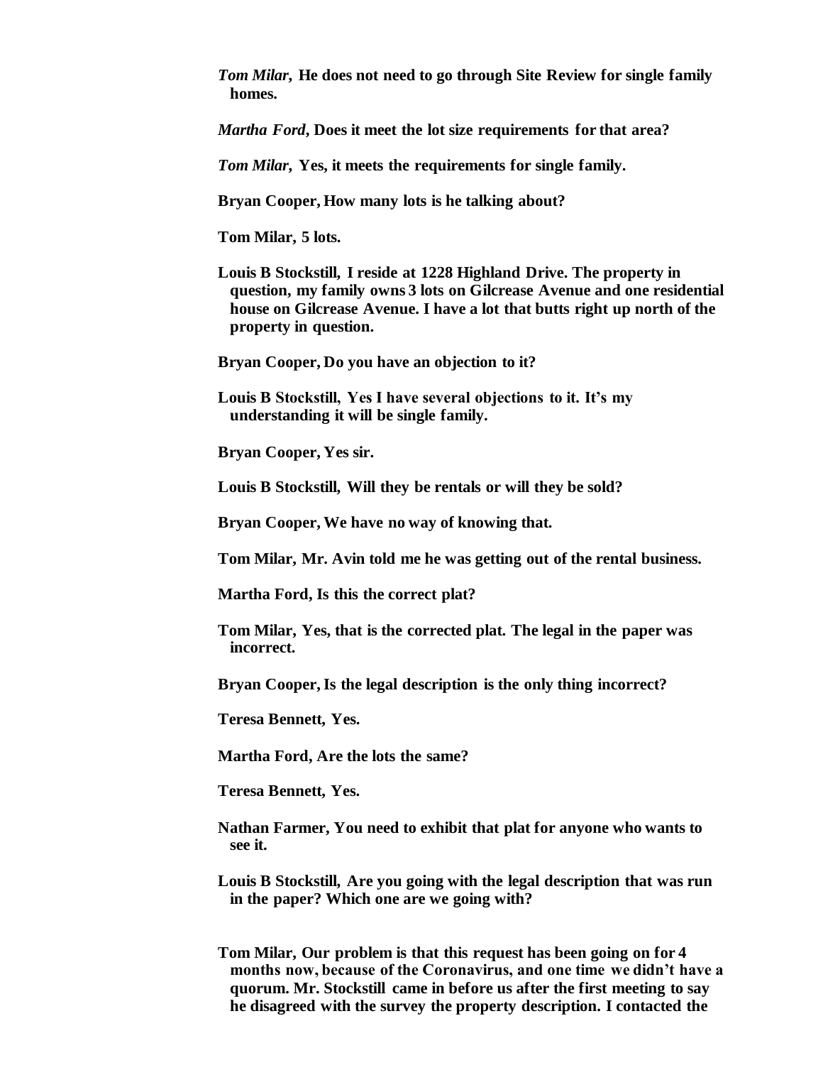***Tom Milar*, He does not need to go through Site Review for single family homes.**

***Martha Ford*, Does it meet the lot size requirements for that area?**

***Tom Milar*, Yes, it meets the requirements for single family.**

**Bryan Cooper, How many lots is he talking about?**

**Tom Milar, 5 lots.**

**Louis B Stockstill, I reside at 1228 Highland Drive. The property in question, my family owns 3 lots on Gilcrease Avenue and one residential house on Gilcrease Avenue. I have a lot that butts right up north of the property in question.**

**Bryan Cooper, Do you have an objection to it?**

**Louis B Stockstill, Yes I have several objections to it. It's my understanding it will be single family.**

**Bryan Cooper, Yes sir.**

**Louis B Stockstill, Will they be rentals or will they be sold?**

**Bryan Cooper, We have no way of knowing that.**

**Tom Milar, Mr. Avin told me he was getting out of the rental business.**

**Martha Ford, Is this the correct plat?**

**Tom Milar, Yes, that is the corrected plat. The legal in the paper was incorrect.**

**Bryan Cooper, Is the legal description is the only thing incorrect?**

**Teresa Bennett, Yes.**

**Martha Ford, Are the lots the same?**

**Teresa Bennett, Yes.**

**Nathan Farmer, You need to exhibit that plat for anyone who wants to see it.**

**Louis B Stockstill, Are you going with the legal description that was run in the paper? Which one are we going with?**

**Tom Milar, Our problem is that this request has been going on for 4 months now, because of the Coronavirus, and one time we didn't have a quorum. Mr. Stockstill came in before us after the first meeting to say he disagreed with the survey the property description. I contacted the**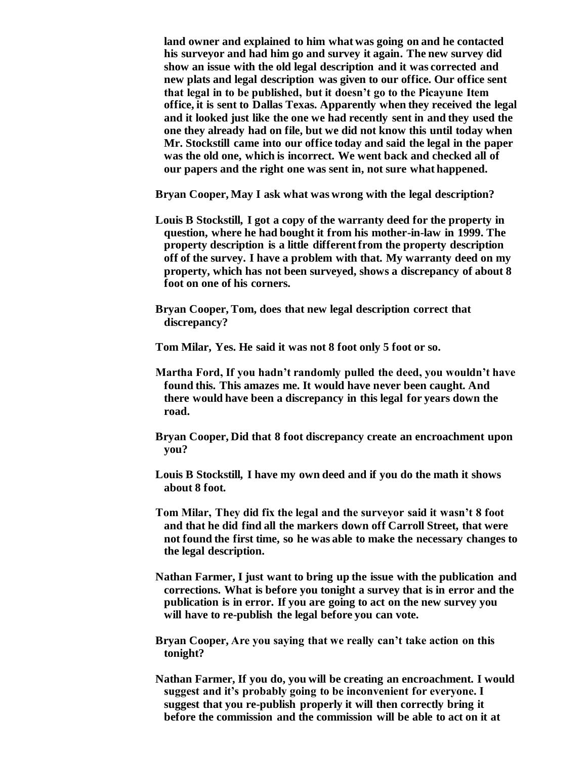**land owner and explained to him what was going on and he contacted his surveyor and had him go and survey it again. The new survey did show an issue with the old legal description and it was corrected and new plats and legal description was given to our office. Our office sent that legal in to be published, but it doesn't go to the Picayune Item office, it is sent to Dallas Texas. Apparently when they received the legal and it looked just like the one we had recently sent in and they used the one they already had on file, but we did not know this until today when Mr. Stockstill came into our office today and said the legal in the paper was the old one, which is incorrect. We went back and checked all of our papers and the right one was sent in, not sure what happened.**

**Bryan Cooper, May I ask what was wrong with the legal description?**

**Louis B Stockstill, I got a copy of the warranty deed for the property in question, where he had bought it from his mother-in-law in 1999. The property description is a little different from the property description off of the survey. I have a problem with that. My warranty deed on my property, which has not been surveyed, shows a discrepancy of about 8 foot on one of his corners.**

**Bryan Cooper, Tom, does that new legal description correct that discrepancy?**

**Tom Milar, Yes. He said it was not 8 foot only 5 foot or so.**

**Martha Ford, If you hadn't randomly pulled the deed, you wouldn't have found this. This amazes me. It would have never been caught. And there would have been a discrepancy in this legal for years down the road.**

**Bryan Cooper, Did that 8 foot discrepancy create an encroachment upon you?**

**Louis B Stockstill, I have my own deed and if you do the math it shows about 8 foot.**

**Tom Milar, They did fix the legal and the surveyor said it wasn't 8 foot and that he did find all the markers down off Carroll Street, that were not found the first time, so he was able to make the necessary changes to the legal description.**

**Nathan Farmer, I just want to bring up the issue with the publication and corrections. What is before you tonight a survey that is in error and the publication is in error. If you are going to act on the new survey you will have to re-publish the legal before you can vote.**

**Bryan Cooper, Are you saying that we really can't take action on this tonight?**

**Nathan Farmer, If you do, you will be creating an encroachment. I would suggest and it's probably going to be inconvenient for everyone. I suggest that you re-publish properly it will then correctly bring it before the commission and the commission will be able to act on it at**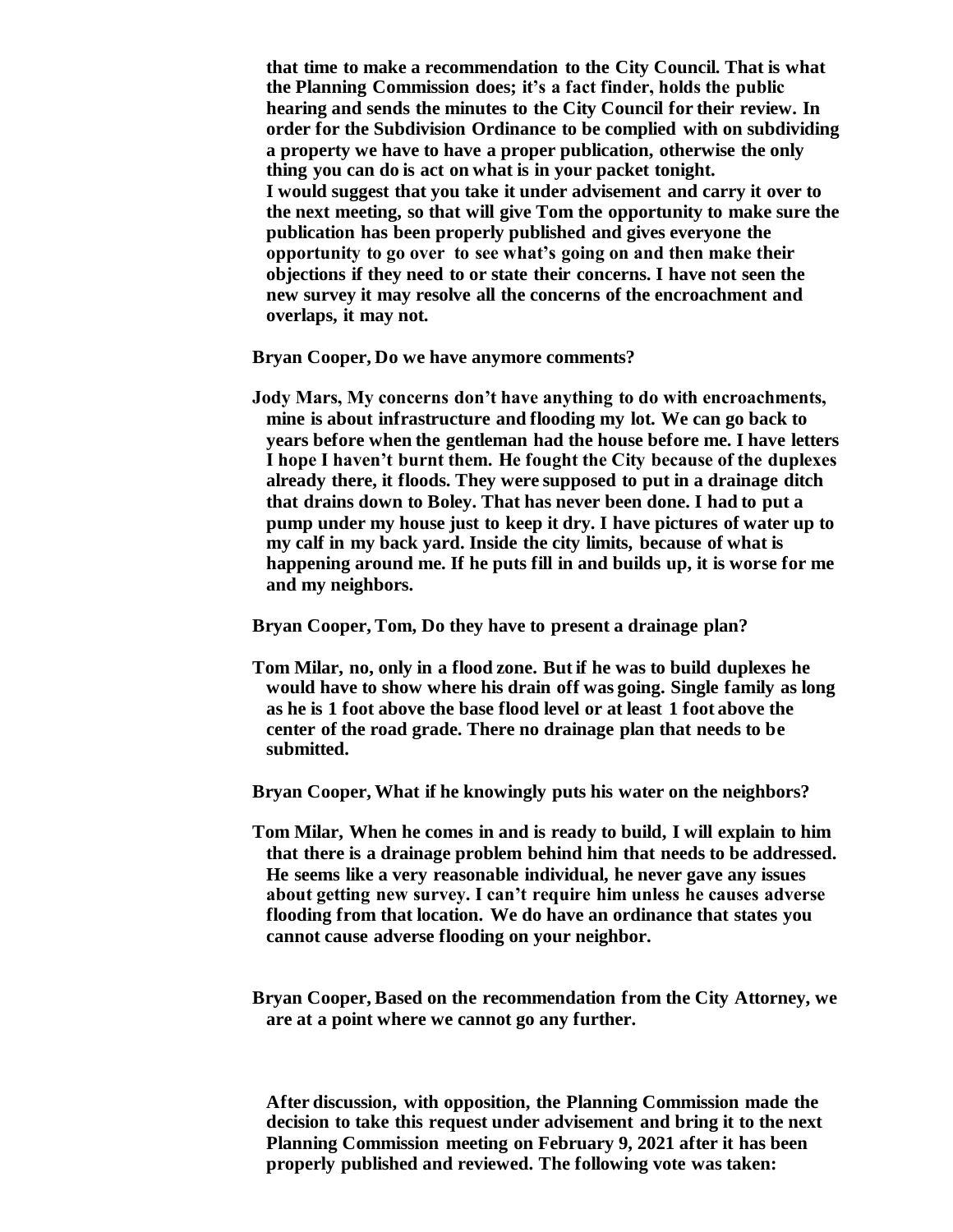**that time to make a recommendation to the City Council. That is what the Planning Commission does; it's a fact finder, holds the public hearing and sends the minutes to the City Council for their review. In order for the Subdivision Ordinance to be complied with on subdividing a property we have to have a proper publication, otherwise the only thing you can do is act on what is in your packet tonight. I would suggest that you take it under advisement and carry it over to the next meeting, so that will give Tom the opportunity to make sure the publication has been properly published and gives everyone the opportunity to go over to see what's going on and then make their objections if they need to or state their concerns. I have not seen the new survey it may resolve all the concerns of the encroachment and overlaps, it may not.**

**Bryan Cooper, Do we have anymore comments?**

**Jody Mars, My concerns don't have anything to do with encroachments, mine is about infrastructure and flooding my lot. We can go back to years before when the gentleman had the house before me. I have letters I hope I haven't burnt them. He fought the City because of the duplexes already there, it floods. They were supposed to put in a drainage ditch that drains down to Boley. That has never been done. I had to put a pump under my house just to keep it dry. I have pictures of water up to my calf in my back yard. Inside the city limits, because of what is happening around me. If he puts fill in and builds up, it is worse for me and my neighbors.**

**Bryan Cooper, Tom, Do they have to present a drainage plan?**

**Tom Milar, no, only in a flood zone. But if he was to build duplexes he would have to show where his drain off was going. Single family as long as he is 1 foot above the base flood level or at least 1 foot above the center of the road grade. There no drainage plan that needs to be submitted.**

**Bryan Cooper, What if he knowingly puts his water on the neighbors?**

**Tom Milar, When he comes in and is ready to build, I will explain to him that there is a drainage problem behind him that needs to be addressed. He seems like a very reasonable individual, he never gave any issues about getting new survey. I can't require him unless he causes adverse flooding from that location. We do have an ordinance that states you cannot cause adverse flooding on your neighbor.**

**Bryan Cooper, Based on the recommendation from the City Attorney, we are at a point where we cannot go any further.**

**After discussion, with opposition, the Planning Commission made the decision to take this request under advisement and bring it to the next Planning Commission meeting on February 9, 2021 after it has been properly published and reviewed. The following vote was taken:**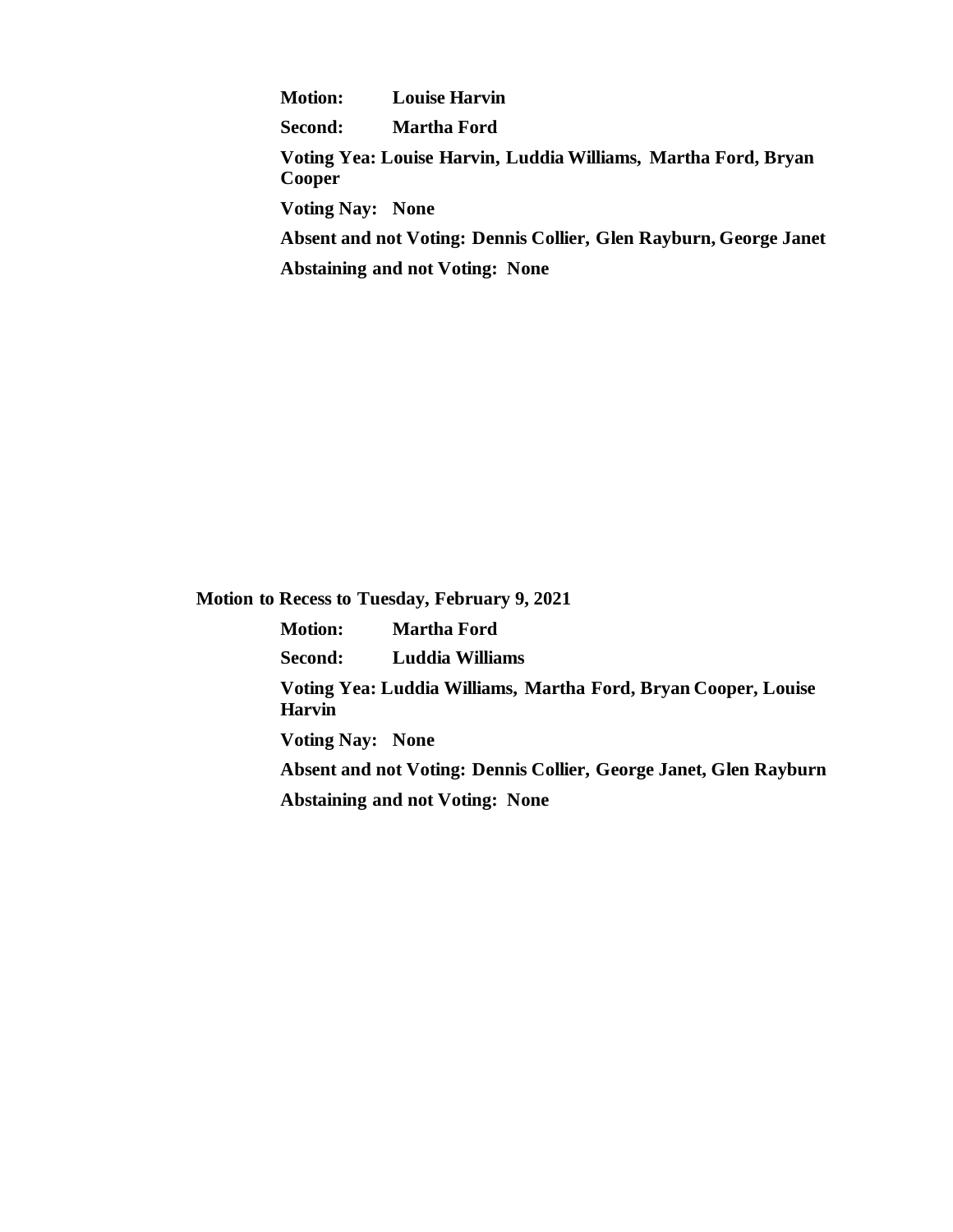**Motion:** **Louise Harvin**

**Second:** **Martha Ford**

**Voting Yea: Louise Harvin, Luddia Williams, Martha Ford, Bryan Cooper**

**Voting Nay: None**

**Absent and not Voting: Dennis Collier, Glen Rayburn, George Janet**

**Abstaining and not Voting: None**

**Motion to Recess to Tuesday, February 9, 2021**

**Motion:** **Martha Ford**

**Second:** **Luddia Williams**

**Voting Yea: Luddia Williams, Martha Ford, Bryan Cooper, Louise Harvin**

**Voting Nay: None**

**Absent and not Voting: Dennis Collier, George Janet, Glen Rayburn**

**Abstaining and not Voting: None**